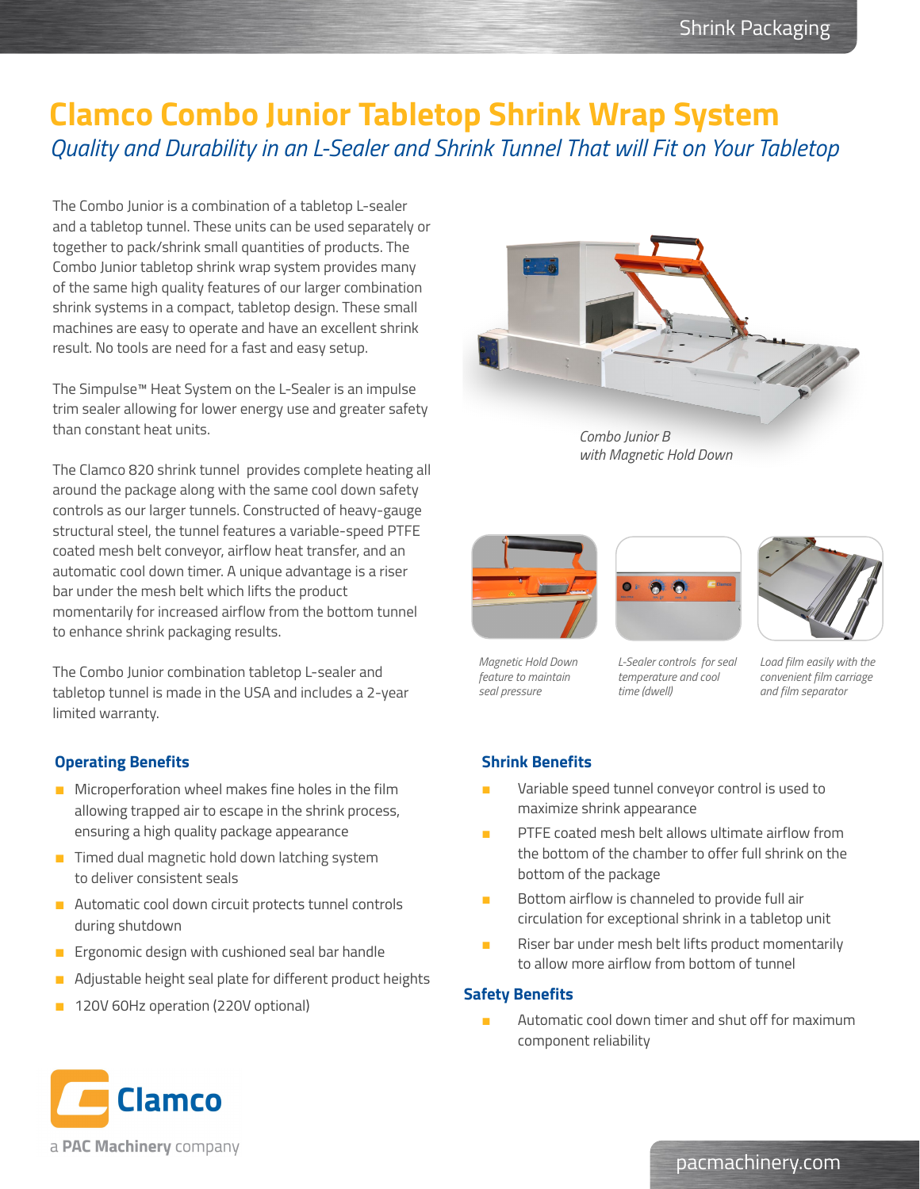# Clamco Combo Junior Tabletop Shrink Wrap System

*Quality and Durability in an L-Sealer and Shrink Tunnel That will Fit on Your Tabletop*

The Combo Junior is a combination of a tabletop L-sealer and a tabletop tunnel. These units can be used separately or together to pack/shrink small quantities of products. The Combo Junior tabletop shrink wrap system provides many of the same high quality features of our larger combination shrink systems in a compact, tabletop design. These small machines are easy to operate and have an excellent shrink result. No tools are need for a fast and easy setup.

The Simpulse™ Heat System on the L-Sealer is an impulse trim sealer allowing for lower energy use and greater safety than constant heat units.

The Clamco 820 shrink tunnel provides complete heating all around the package along with the same cool down safety controls as our larger tunnels. Constructed of heavy-gauge structural steel, the tunnel features a variable-speed PTFE coated mesh belt conveyor, airflow heat transfer, and an automatic cool down timer. A unique advantage is a riser bar under the mesh belt which lifts the product momentarily for increased airflow from the bottom tunnel to enhance shrink packaging results.

The Combo Junior combination tabletop L-sealer and tabletop tunnel is made in the USA and includes a 2-year limited warranty.

*Combo Junior B with Magnetic Hold Down*

*Magnetic Hold Down feature to maintain seal pressure*

*L-Sealer controls for seal temperature and cool time (dwell)*

*Load film easily with the convenient film carriage and film separator*

## Operating Benefits

- Microperforation wheel makes fine holes in the film allowing trapped air to escape in the shrink process, ensuring a high quality package appearance
- Timed dual magnetic hold down latching system to deliver consistent seals
- Automatic cool down circuit protects tunnel controls during shutdown
- Ergonomic design with cushioned seal bar handle
- Adjustable height seal plate for different product heights
- 120V 60Hz operation (220V optional)

## Shrink Benefits

- Variable speed tunnel conveyor control is used to maximize shrink appearance
- PTFE coated mesh belt allows ultimate airflow from the bottom of the chamber to offer full shrink on the bottom of the package
- Bottom airflow is channeled to provide full air circulation for exceptional shrink in a tabletop unit
- Riser bar under mesh belt lifts product momentarily to allow more airflow from bottom of tunnel

## Safety Benefits

- Automatic cool down timer and shut off for maximum component reliability

Clamco

a **PAC Machinery** company

pacmachinery.com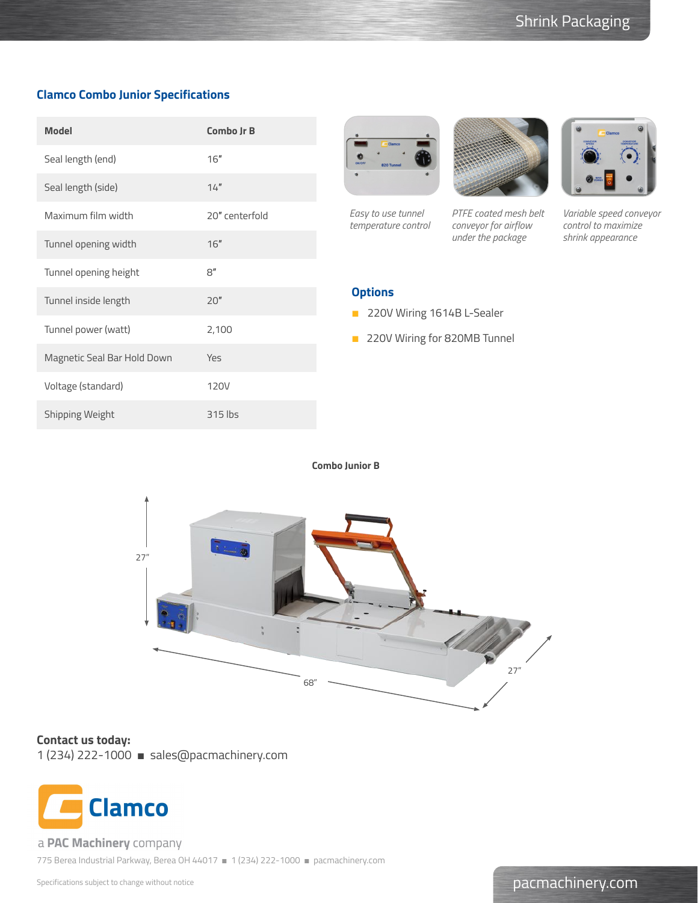## Clamco Combo Junior Specifications

| Model | Combo Jr B |
|---|---|
| Seal length (end) | 16" |
| Seal length (side) | 14" |
| Maximum film width | 20" centerfold |
| Tunnel opening width | 16" |
| Tunnel opening height | 8" |
| Tunnel inside length | 20" |
| Tunnel power (watt) | 2,100 |
| Magnetic Seal Bar Hold Down | Yes |
| Voltage (standard) | 120V |
| Shipping Weight | 315 lbs |

*Easy to use tunnel temperature control*

*PTFE coated mesh belt conveyor for airflow under the package*

*Variable speed conveyor control to maximize shrink appearance*

## Options

- 220V Wiring 1614B L-Sealer
- 220V Wiring for 820MB Tunnel

**Combo Junior B**

27"

68"

27"

**Contact us today:**
1 (234) 222-1000 ■ sales@pacmachinery.com

Clamco

a **PAC Machinery** company

775 Berea Industrial Parkway, Berea OH 44017 ■ 1 (234) 222-1000 ■ pacmachinery.com

Specifications subject to change without notice